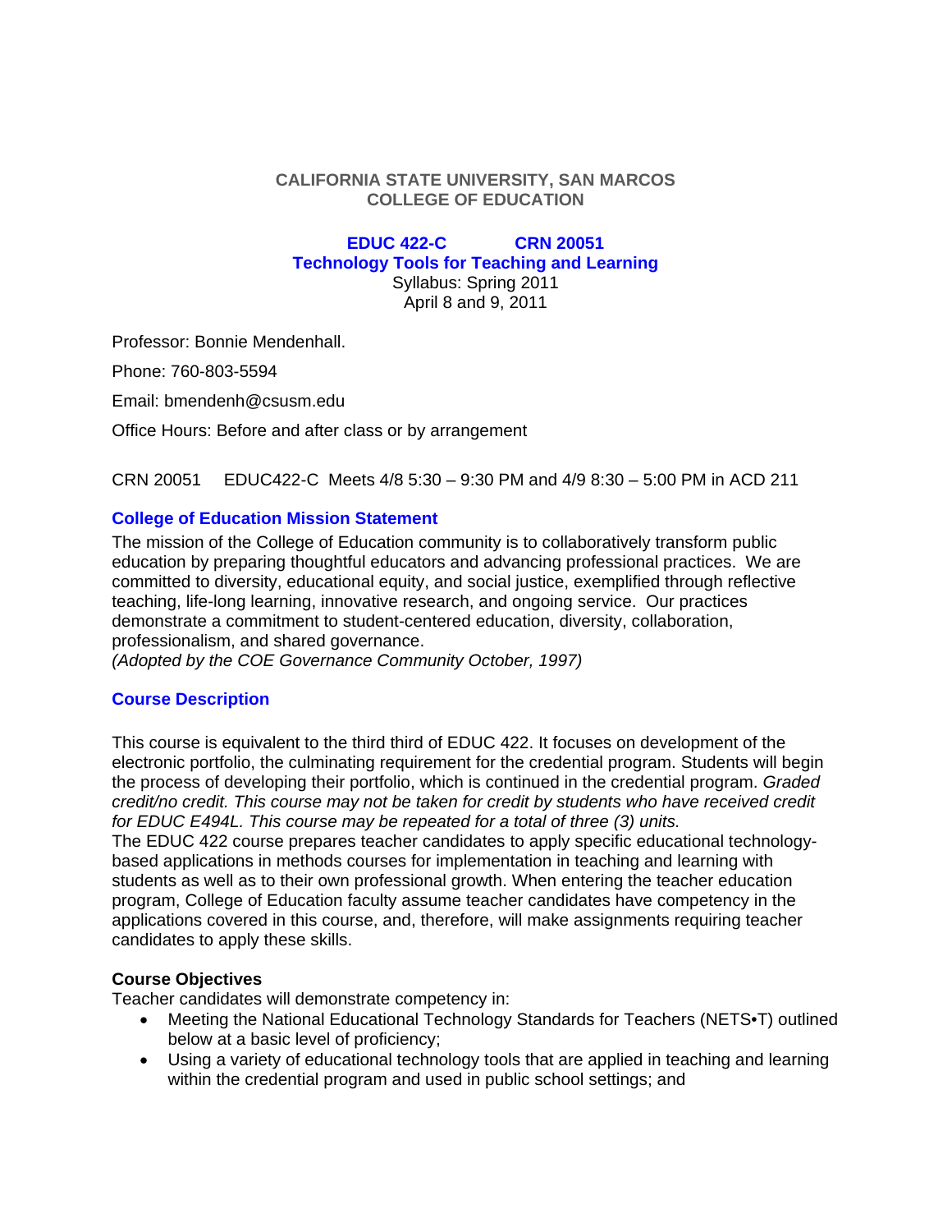**CALIFORNIA STATE UNIVERSITY, SAN MARCOS**
**COLLEGE OF EDUCATION**

# EDUC 422-C CRN 20051
## Technology Tools for Teaching and Learning

Syllabus: Spring 2011
April 8 and 9, 2011

Professor: Bonnie Mendenhall.

Phone: 760-803-5594

Email: bmendenh@csusm.edu

Office Hours: Before and after class or by arrangement

CRN 20051 EDUC422-C Meets 4/8 5:30 – 9:30 PM and 4/9 8:30 – 5:00 PM in ACD 211

## College of Education Mission Statement

The mission of the College of Education community is to collaboratively transform public education by preparing thoughtful educators and advancing professional practices. We are committed to diversity, educational equity, and social justice, exemplified through reflective teaching, life-long learning, innovative research, and ongoing service. Our practices demonstrate a commitment to student-centered education, diversity, collaboration, professionalism, and shared governance.
*(Adopted by the COE Governance Community October, 1997)*

## Course Description

This course is equivalent to the third third of EDUC 422. It focuses on development of the electronic portfolio, the culminating requirement for the credential program. Students will begin the process of developing their portfolio, which is continued in the credential program. *Graded credit/no credit. This course may not be taken for credit by students who have received credit for EDUC E494L. This course may be repeated for a total of three (3) units.*
The EDUC 422 course prepares teacher candidates to apply specific educational technology-based applications in methods courses for implementation in teaching and learning with students as well as to their own professional growth. When entering the teacher education program, College of Education faculty assume teacher candidates have competency in the applications covered in this course, and, therefore, will make assignments requiring teacher candidates to apply these skills.

### Course Objectives

Teacher candidates will demonstrate competency in:

- Meeting the National Educational Technology Standards for Teachers (NETS•T) outlined below at a basic level of proficiency;
- Using a variety of educational technology tools that are applied in teaching and learning within the credential program and used in public school settings; and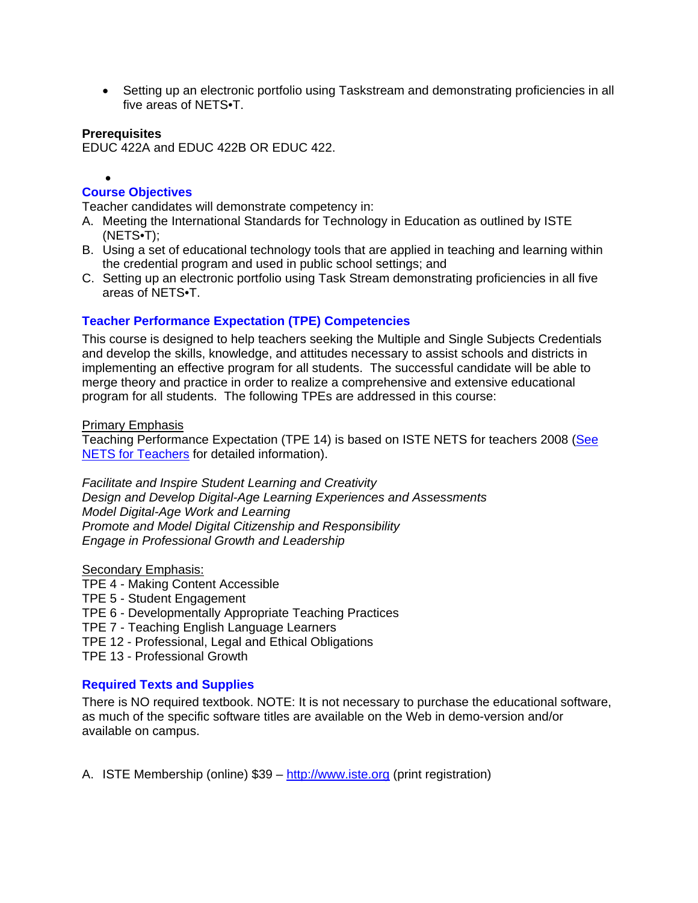- Setting up an electronic portfolio using Taskstream and demonstrating proficiencies in all five areas of NETS•T.

**Prerequisites**
EDUC 422A and EDUC 422B OR EDUC 422.

## Course Objectives

Teacher candidates will demonstrate competency in:

A. Meeting the International Standards for Technology in Education as outlined by ISTE (NETS•T);
B. Using a set of educational technology tools that are applied in teaching and learning within the credential program and used in public school settings; and
C. Setting up an electronic portfolio using Task Stream demonstrating proficiencies in all five areas of NETS•T.

## Teacher Performance Expectation (TPE) Competencies

This course is designed to help teachers seeking the Multiple and Single Subjects Credentials and develop the skills, knowledge, and attitudes necessary to assist schools and districts in implementing an effective program for all students. The successful candidate will be able to merge theory and practice in order to realize a comprehensive and extensive educational program for all students. The following TPEs are addressed in this course:

Primary Emphasis
Teaching Performance Expectation (TPE 14) is based on ISTE NETS for teachers 2008 (See NETS for Teachers for detailed information).

*Facilitate and Inspire Student Learning and Creativity*
*Design and Develop Digital-Age Learning Experiences and Assessments*
*Model Digital-Age Work and Learning*
*Promote and Model Digital Citizenship and Responsibility*
*Engage in Professional Growth and Leadership*

Secondary Emphasis:
TPE 4 - Making Content Accessible
TPE 5 - Student Engagement
TPE 6 - Developmentally Appropriate Teaching Practices
TPE 7 - Teaching English Language Learners
TPE 12 - Professional, Legal and Ethical Obligations
TPE 13 - Professional Growth

## Required Texts and Supplies

There is NO required textbook. NOTE: It is not necessary to purchase the educational software, as much of the specific software titles are available on the Web in demo-version and/or available on campus.

A. ISTE Membership (online) $39 – http://www.iste.org (print registration)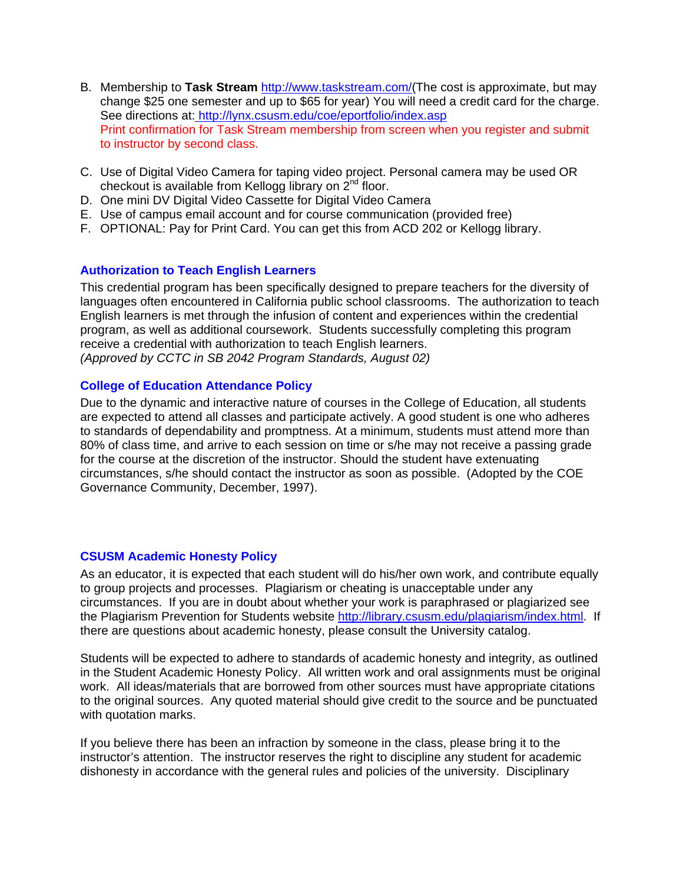B. Membership to **Task Stream** http://www.taskstream.com/(The cost is approximate, but may change $25 one semester and up to $65 for year) You will need a credit card for the charge. See directions at: http://lynx.csusm.edu/coe/eportfolio/index.asp
   Print confirmation for Task Stream membership from screen when you register and submit to instructor by second class.

C. Use of Digital Video Camera for taping video project. Personal camera may be used OR checkout is available from Kellogg library on 2nd floor.
D. One mini DV Digital Video Cassette for Digital Video Camera
E. Use of campus email account and for course communication (provided free)
F. OPTIONAL: Pay for Print Card. You can get this from ACD 202 or Kellogg library.

### Authorization to Teach English Learners

This credential program has been specifically designed to prepare teachers for the diversity of languages often encountered in California public school classrooms. The authorization to teach English learners is met through the infusion of content and experiences within the credential program, as well as additional coursework. Students successfully completing this program receive a credential with authorization to teach English learners.
*(Approved by CCTC in SB 2042 Program Standards, August 02)*

### College of Education Attendance Policy

Due to the dynamic and interactive nature of courses in the College of Education, all students are expected to attend all classes and participate actively. A good student is one who adheres to standards of dependability and promptness. At a minimum, students must attend more than 80% of class time, and arrive to each session on time or s/he may not receive a passing grade for the course at the discretion of the instructor. Should the student have extenuating circumstances, s/he should contact the instructor as soon as possible. (Adopted by the COE Governance Community, December, 1997).

### CSUSM Academic Honesty Policy

As an educator, it is expected that each student will do his/her own work, and contribute equally to group projects and processes. Plagiarism or cheating is unacceptable under any circumstances. If you are in doubt about whether your work is paraphrased or plagiarized see the Plagiarism Prevention for Students website http://library.csusm.edu/plagiarism/index.html. If there are questions about academic honesty, please consult the University catalog.

Students will be expected to adhere to standards of academic honesty and integrity, as outlined in the Student Academic Honesty Policy. All written work and oral assignments must be original work. All ideas/materials that are borrowed from other sources must have appropriate citations to the original sources. Any quoted material should give credit to the source and be punctuated with quotation marks.

If you believe there has been an infraction by someone in the class, please bring it to the instructor's attention. The instructor reserves the right to discipline any student for academic dishonesty in accordance with the general rules and policies of the university. Disciplinary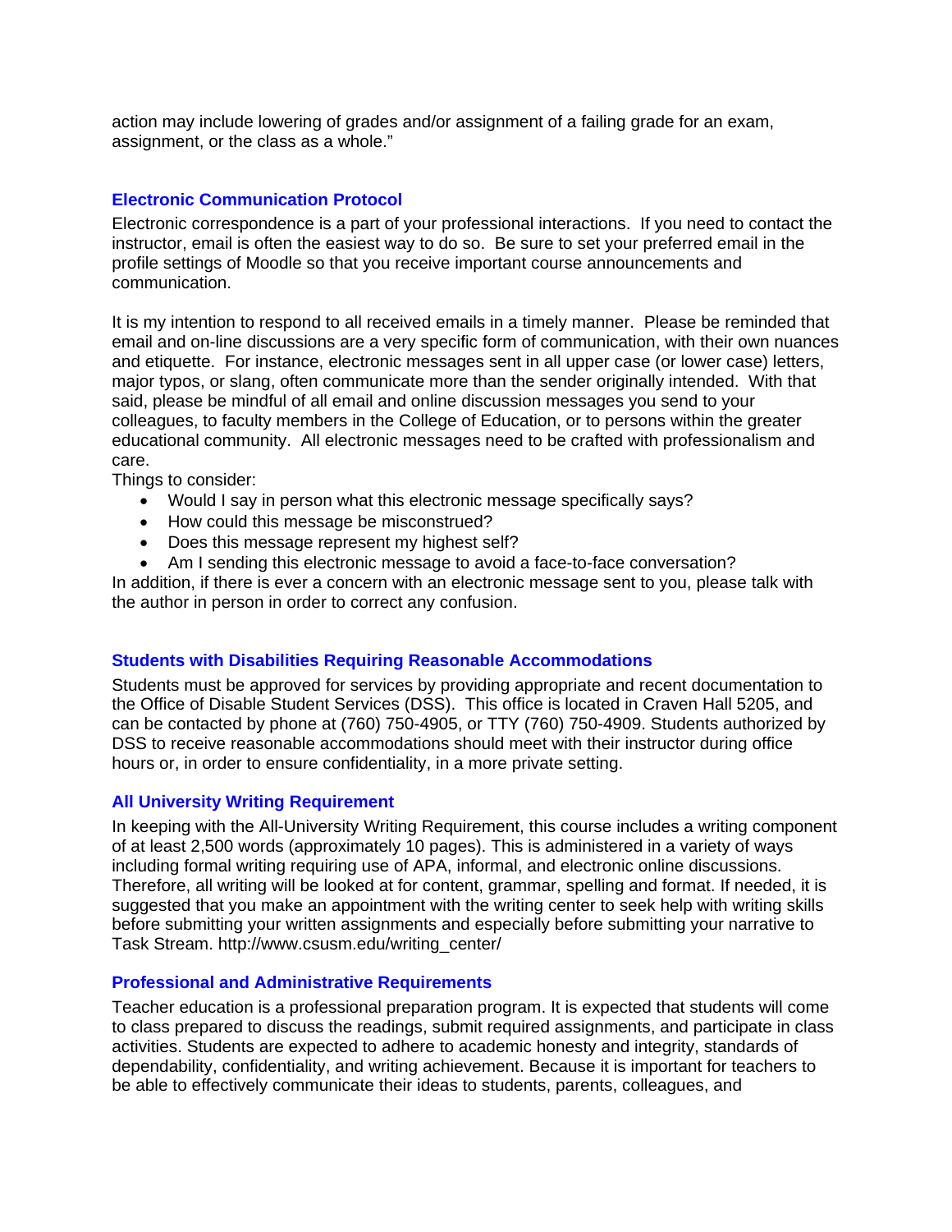action may include lowering of grades and/or assignment of a failing grade for an exam, assignment, or the class as a whole."

## Electronic Communication Protocol

Electronic correspondence is a part of your professional interactions. If you need to contact the instructor, email is often the easiest way to do so. Be sure to set your preferred email in the profile settings of Moodle so that you receive important course announcements and communication.

It is my intention to respond to all received emails in a timely manner. Please be reminded that email and on-line discussions are a very specific form of communication, with their own nuances and etiquette. For instance, electronic messages sent in all upper case (or lower case) letters, major typos, or slang, often communicate more than the sender originally intended. With that said, please be mindful of all email and online discussion messages you send to your colleagues, to faculty members in the College of Education, or to persons within the greater educational community. All electronic messages need to be crafted with professionalism and care.

Things to consider:

- Would I say in person what this electronic message specifically says?
- How could this message be misconstrued?
- Does this message represent my highest self?
- Am I sending this electronic message to avoid a face-to-face conversation?

In addition, if there is ever a concern with an electronic message sent to you, please talk with the author in person in order to correct any confusion.

## Students with Disabilities Requiring Reasonable Accommodations

Students must be approved for services by providing appropriate and recent documentation to the Office of Disable Student Services (DSS). This office is located in Craven Hall 5205, and can be contacted by phone at (760) 750-4905, or TTY (760) 750-4909. Students authorized by DSS to receive reasonable accommodations should meet with their instructor during office hours or, in order to ensure confidentiality, in a more private setting.

## All University Writing Requirement

In keeping with the All-University Writing Requirement, this course includes a writing component of at least 2,500 words (approximately 10 pages). This is administered in a variety of ways including formal writing requiring use of APA, informal, and electronic online discussions. Therefore, all writing will be looked at for content, grammar, spelling and format. If needed, it is suggested that you make an appointment with the writing center to seek help with writing skills before submitting your written assignments and especially before submitting your narrative to Task Stream. http://www.csusm.edu/writing_center/

## Professional and Administrative Requirements

Teacher education is a professional preparation program. It is expected that students will come to class prepared to discuss the readings, submit required assignments, and participate in class activities. Students are expected to adhere to academic honesty and integrity, standards of dependability, confidentiality, and writing achievement. Because it is important for teachers to be able to effectively communicate their ideas to students, parents, colleagues, and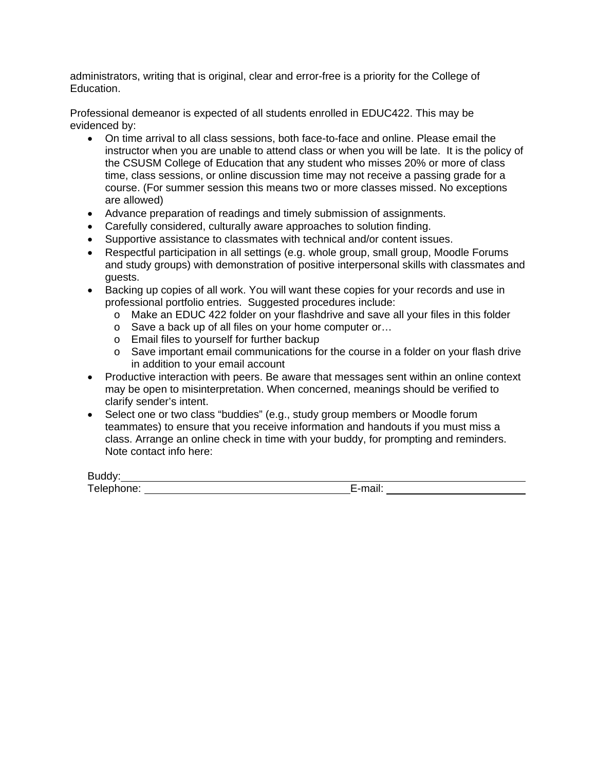administrators, writing that is original, clear and error-free is a priority for the College of Education.

Professional demeanor is expected of all students enrolled in EDUC422. This may be evidenced by:

- On time arrival to all class sessions, both face-to-face and online. Please email the instructor when you are unable to attend class or when you will be late. It is the policy of the CSUSM College of Education that any student who misses 20% or more of class time, class sessions, or online discussion time may not receive a passing grade for a course. (For summer session this means two or more classes missed. No exceptions are allowed)
- Advance preparation of readings and timely submission of assignments.
- Carefully considered, culturally aware approaches to solution finding.
- Supportive assistance to classmates with technical and/or content issues.
- Respectful participation in all settings (e.g. whole group, small group, Moodle Forums and study groups) with demonstration of positive interpersonal skills with classmates and guests.
- Backing up copies of all work. You will want these copies for your records and use in professional portfolio entries. Suggested procedures include:
  - Make an EDUC 422 folder on your flashdrive and save all your files in this folder
  - Save a back up of all files on your home computer or…
  - Email files to yourself for further backup
  - Save important email communications for the course in a folder on your flash drive in addition to your email account
- Productive interaction with peers. Be aware that messages sent within an online context may be open to misinterpretation. When concerned, meanings should be verified to clarify sender's intent.
- Select one or two class "buddies" (e.g., study group members or Moodle forum teammates) to ensure that you receive information and handouts if you must miss a class. Arrange an online check in time with your buddy, for prompting and reminders. Note contact info here:

Buddy: ______________________________________________

Telephone: ______________________________ E-mail: ____________________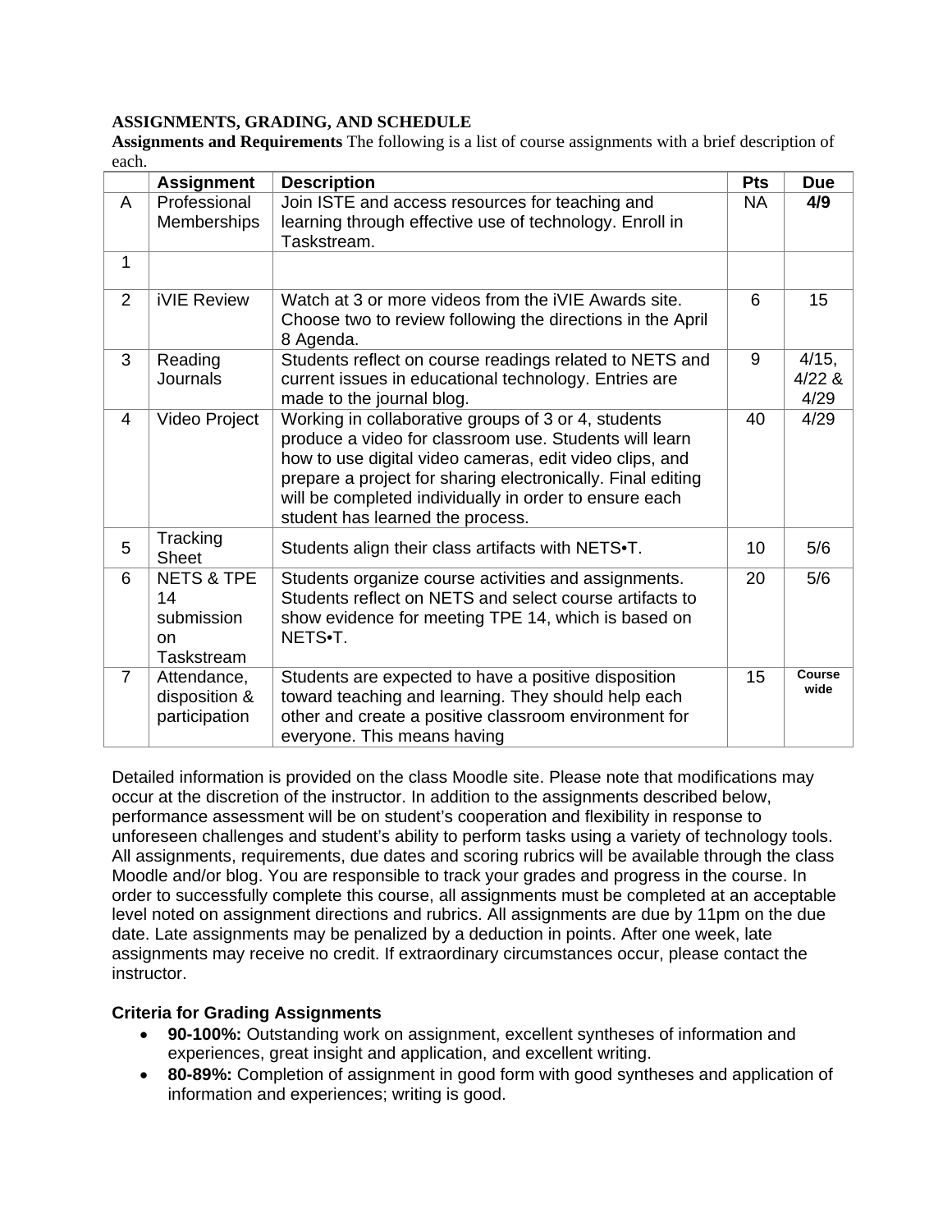**ASSIGNMENTS, GRADING, AND SCHEDULE**

**Assignments and Requirements** The following is a list of course assignments with a brief description of each.

| | Assignment | Description | Pts | Due |
|---|---|---|---|---|
| A | Professional Memberships | Join ISTE and access resources for teaching and learning through effective use of technology. Enroll in Taskstream. | NA | **4/9** |
| 1 | | | | |
| 2 | iVIE Review | Watch at 3 or more videos from the iVIE Awards site. Choose two to review following the directions in the April 8 Agenda. | 6 | 15 |
| 3 | Reading Journals | Students reflect on course readings related to NETS and current issues in educational technology. Entries are made to the journal blog. | 9 | 4/15, 4/22 & 4/29 |
| 4 | Video Project | Working in collaborative groups of 3 or 4, students produce a video for classroom use. Students will learn how to use digital video cameras, edit video clips, and prepare a project for sharing electronically. Final editing will be completed individually in order to ensure each student has learned the process. | 40 | 4/29 |
| 5 | Tracking Sheet | Students align their class artifacts with NETS•T. | 10 | 5/6 |
| 6 | NETS & TPE 14 submission on Taskstream | Students organize course activities and assignments. Students reflect on NETS and select course artifacts to show evidence for meeting TPE 14, which is based on NETS•T. | 20 | 5/6 |
| 7 | Attendance, disposition & participation | Students are expected to have a positive disposition toward teaching and learning. They should help each other and create a positive classroom environment for everyone. This means having | 15 | **Course wide** |

Detailed information is provided on the class Moodle site. Please note that modifications may occur at the discretion of the instructor. In addition to the assignments described below, performance assessment will be on student's cooperation and flexibility in response to unforeseen challenges and student's ability to perform tasks using a variety of technology tools. All assignments, requirements, due dates and scoring rubrics will be available through the class Moodle and/or blog. You are responsible to track your grades and progress in the course. In order to successfully complete this course, all assignments must be completed at an acceptable level noted on assignment directions and rubrics. All assignments are due by 11pm on the due date. Late assignments may be penalized by a deduction in points. After one week, late assignments may receive no credit. If extraordinary circumstances occur, please contact the instructor.

**Criteria for Grading Assignments**

- **90-100%:** Outstanding work on assignment, excellent syntheses of information and experiences, great insight and application, and excellent writing.
- **80-89%:** Completion of assignment in good form with good syntheses and application of information and experiences; writing is good.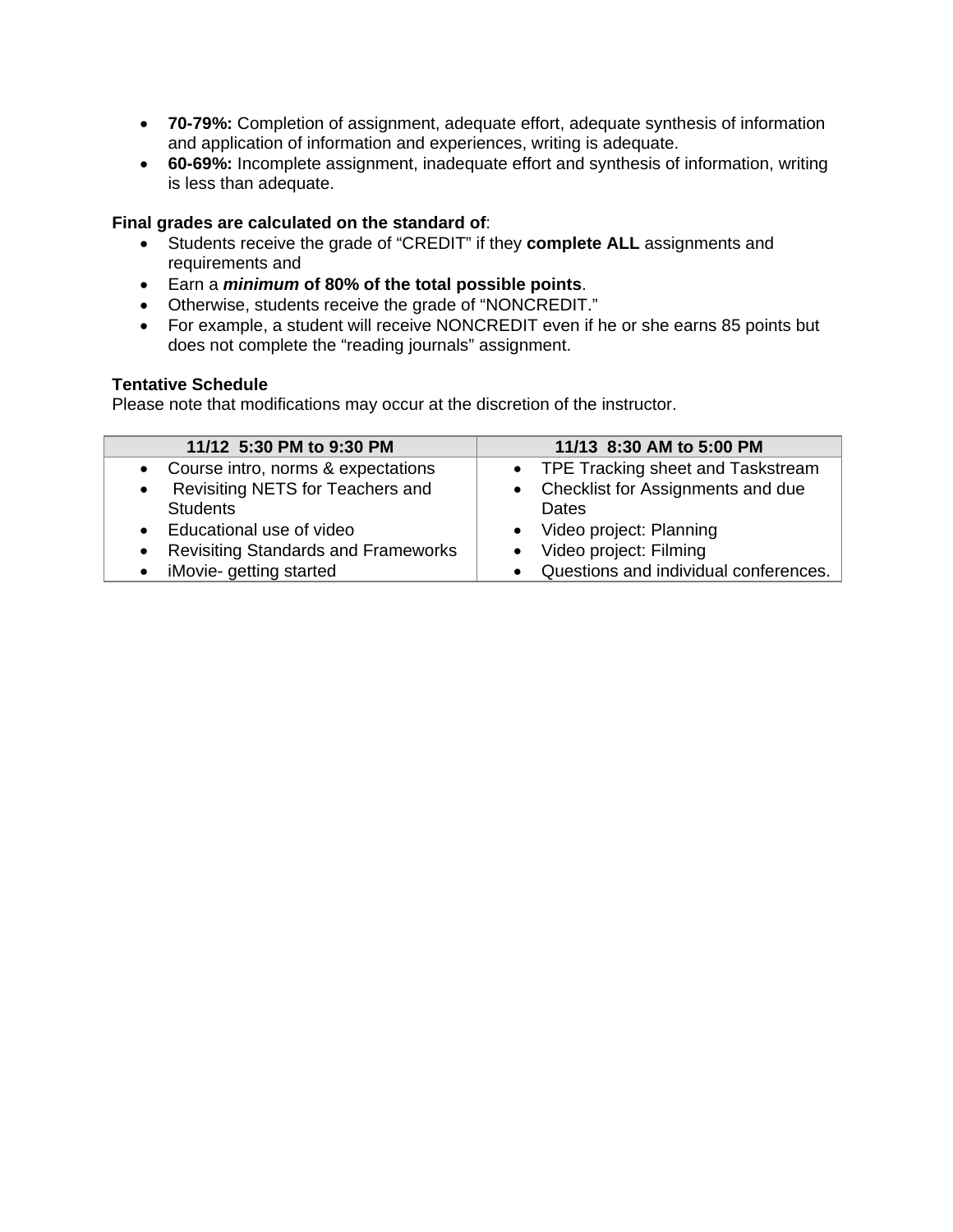- **70-79%:** Completion of assignment, adequate effort, adequate synthesis of information and application of information and experiences, writing is adequate.
- **60-69%:** Incomplete assignment, inadequate effort and synthesis of information, writing is less than adequate.

**Final grades are calculated on the standard of**:

- Students receive the grade of "CREDIT" if they **complete ALL** assignments and requirements and
- Earn a ***minimum* of 80% of the total possible points**.
- Otherwise, students receive the grade of "NONCREDIT."
- For example, a student will receive NONCREDIT even if he or she earns 85 points but does not complete the "reading journals" assignment.

**Tentative Schedule**

Please note that modifications may occur at the discretion of the instructor.

| 11/12 5:30 PM to 9:30 PM | 11/13 8:30 AM to 5:00 PM |
|---|---|
| • Course intro, norms & expectations<br>• Revisiting NETS for Teachers and Students<br>• Educational use of video<br>• Revisiting Standards and Frameworks<br>• iMovie- getting started | • TPE Tracking sheet and Taskstream<br>• Checklist for Assignments and due Dates<br>• Video project: Planning<br>• Video project: Filming<br>• Questions and individual conferences. |